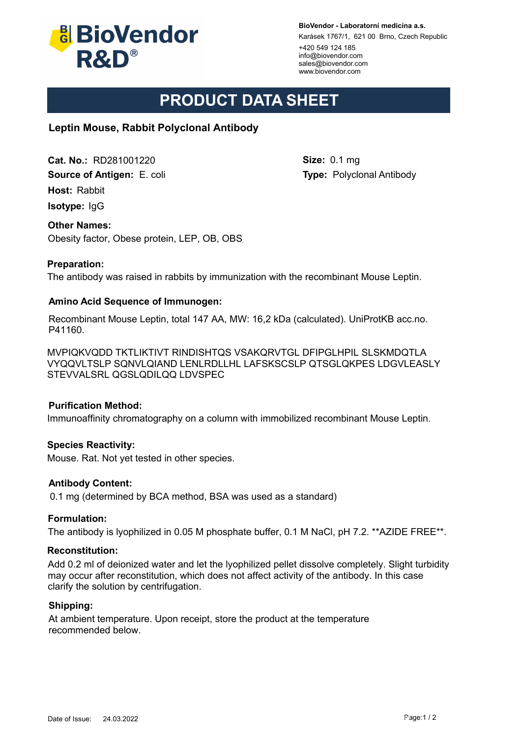BioVendor R&D®

**BioVendor - Laboratorní medicína a.s.**
Karásek 1767/1, 621 00 Brno, Czech Republic
+420 549 124 185
info@biovendor.com
sales@biovendor.com
www.biovendor.com

# PRODUCT DATA SHEET

## Leptin Mouse, Rabbit Polyclonal Antibody

**Cat. No.:** RD281001220
**Source of Antigen:** E. coli
**Host:** Rabbit
**Isotype:** IgG

**Size:** 0.1 mg
**Type:** Polyclonal Antibody

### Other Names:

Obesity factor, Obese protein, LEP, OB, OBS

### Preparation:

The antibody was raised in rabbits by immunization with the recombinant Mouse Leptin.

### Amino Acid Sequence of Immunogen:

Recombinant Mouse Leptin, total 147 AA, MW: 16,2 kDa (calculated). UniProtKB acc.no. P41160.

MVPIQKVQDD TKTLIKTIVT RINDISHTQS VSAKQRVTGL DFIPGLHPIL SLSKMDQTLA VYQQVLTSLP SQNVLQIAND LENLRDLLHL LAFSKSCSLP QTSGLQKPES LDGVLEASLY STEVVALSRL QGSLQDILQQ LDVSPEC

### Purification Method:

Immunoaffinity chromatography on a column with immobilized recombinant Mouse Leptin.

### Species Reactivity:

Mouse. Rat. Not yet tested in other species.

### Antibody Content:

0.1 mg (determined by BCA method, BSA was used as a standard)

### Formulation:

The antibody is lyophilized in 0.05 M phosphate buffer, 0.1 M NaCl, pH 7.2. **AZIDE FREE**.

### Reconstitution:

Add 0.2 ml of deionized water and let the lyophilized pellet dissolve completely. Slight turbidity may occur after reconstitution, which does not affect activity of the antibody. In this case clarify the solution by centrifugation.

### Shipping:

At ambient temperature. Upon receipt, store the product at the temperature recommended below.

Date of Issue: 24.03.2022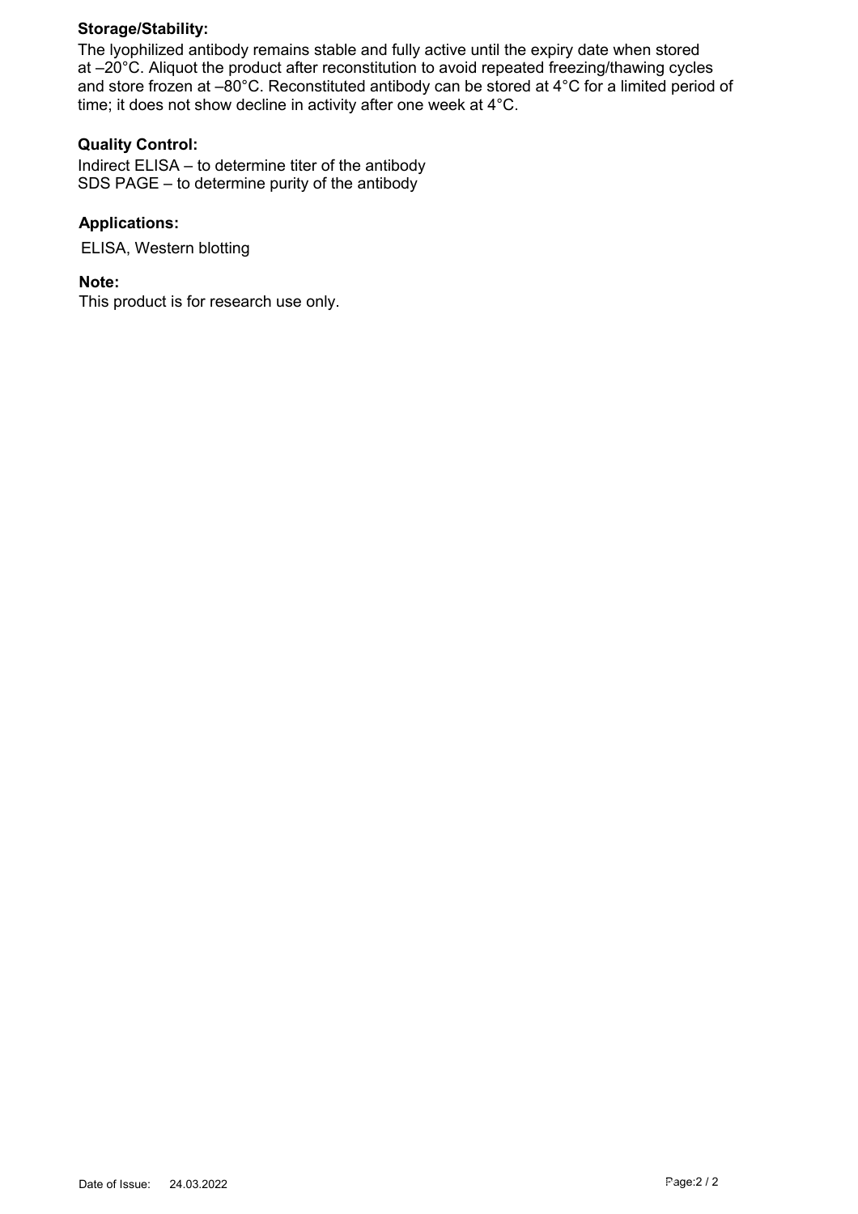**Storage/Stability:**

The lyophilized antibody remains stable and fully active until the expiry date when stored at –20°C. Aliquot the product after reconstitution to avoid repeated freezing/thawing cycles and store frozen at –80°C. Reconstituted antibody can be stored at 4°C for a limited period of time; it does not show decline in activity after one week at 4°C.

**Quality Control:**

Indirect ELISA – to determine titer of the antibody
SDS PAGE – to determine purity of the antibody

**Applications:**

ELISA, Western blotting

**Note:**

This product is for research use only.

Date of Issue: 24.03.2022